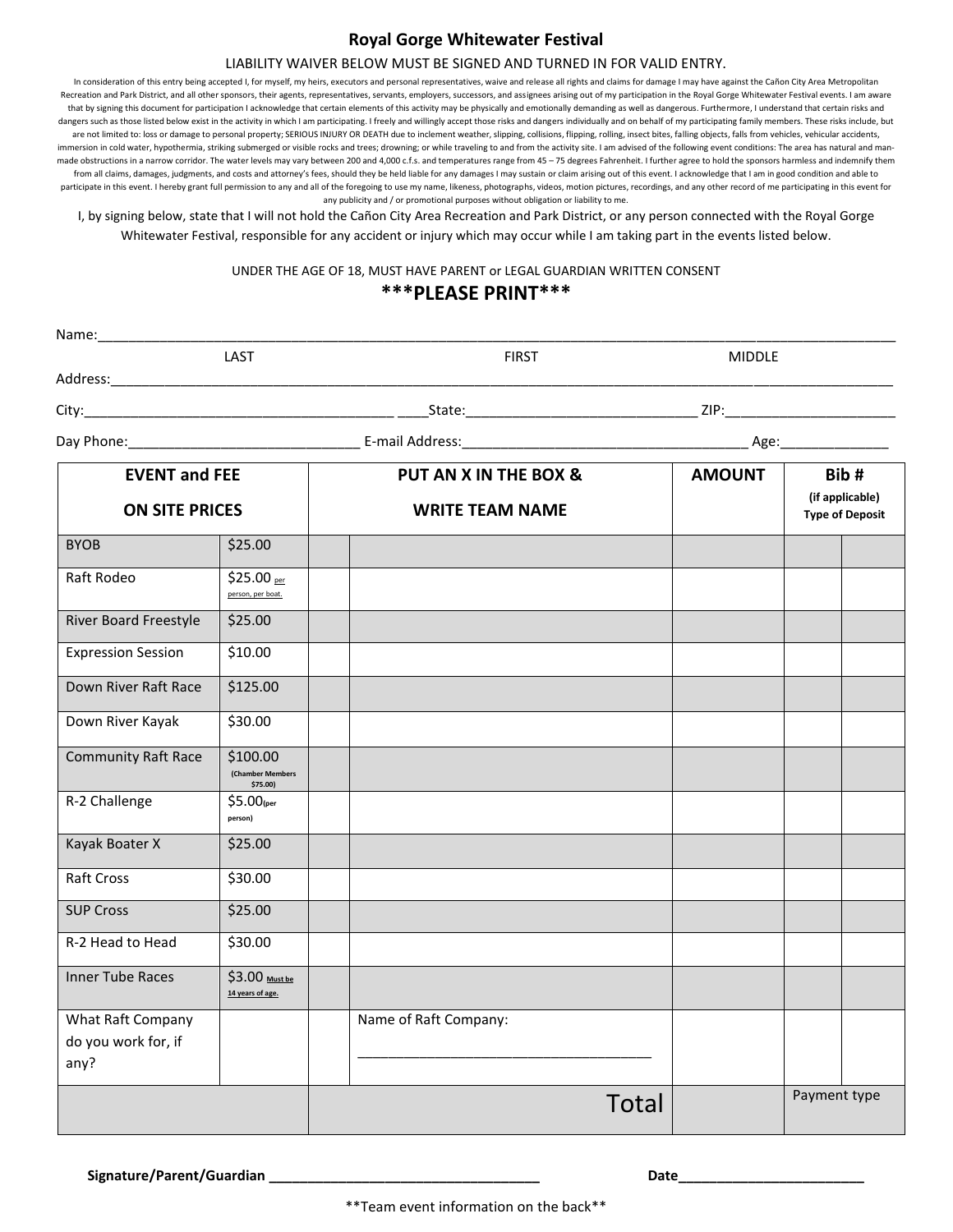# Royal Gorge Whitewater Festival

LIABILITY WAIVER BELOW MUST BE SIGNED AND TURNED IN FOR VALID ENTRY.

In consideration of this entry being accepted I, for myself, my heirs, executors and personal representatives, waive and release all rights and claims for damage I may have against the Cañon City Area Metropolitan Recreation and Park District, and all other sponsors, their agents, representatives, servants, employers, successors, and assignees arising out of my participation in the Royal Gorge Whitewater Festival events. I am aware that by signing this document for participation I acknowledge that certain elements of this activity may be physically and emotionally demanding as well as dangerous. Furthermore, I understand that certain risks and dangers such as those listed below exist in the activity in which I am participating. I freely and willingly accept those risks and dangers individually and on behalf of my participating family members. These risks include, but are not limited to: loss or damage to personal property; SERIOUS INJURY OR DEATH due to inclement weather, slipping, collisions, flipping, rolling, insect bites, falling objects, falls from vehicles, vehicular accidents, immersion in cold water, hypothermia, striking submerged or visible rocks and trees; drowning; or while traveling to and from the activity site. I am advised of the following event conditions: The area has natural and man-made obstructions in a narrow corridor. The water levels may vary between 200 and 4,000 c.f.s. and temperatures range from 45 – 75 degrees Fahrenheit. I further agree to hold the sponsors harmless and indemnify them from all claims, damages, judgments, and costs and attorney's fees, should they be held liable for any damages I may sustain or claim arising out of this event. I acknowledge that I am in good condition and able to participate in this event. I hereby grant full permission to any and all of the foregoing to use my name, likeness, photographs, videos, motion pictures, recordings, and any other record of me participating in this event for any publicity and / or promotional purposes without obligation or liability to me.

I, by signing below, state that I will not hold the Cañon City Area Recreation and Park District, or any person connected with the Royal Gorge Whitewater Festival, responsible for any accident or injury which may occur while I am taking part in the events listed below.

UNDER THE AGE OF 18, MUST HAVE PARENT or LEGAL GUARDIAN WRITTEN CONSENT

**\*\*\*PLEASE PRINT\*\*\***

Name:______________________________________________________________________________
LAST FIRST MIDDLE

Address:____________________________________________________________________________

City:_______________________________ ____State:_______________________ ZIP:__________________

Day Phone:_______________________ E-mail Address:______________________________ Age:___________

| EVENT and FEE ON SITE PRICES | | PUT AN X IN THE BOX & WRITE TEAM NAME | | AMOUNT | Bib # (if applicable) Type of Deposit | |
|---|---|---|---|---|---|---|
| BYOB | $25.00 | | | | | |
| Raft Rodeo | $25.00 per person, per boat. | | | | | |
| River Board Freestyle | $25.00 | | | | | |
| Expression Session | $10.00 | | | | | |
| Down River Raft Race | $125.00 | | | | | |
| Down River Kayak | $30.00 | | | | | |
| Community Raft Race | $100.00 (Chamber Members $75.00) | | | | | |
| R-2 Challenge | $5.00 (per person) | | | | | |
| Kayak Boater X | $25.00 | | | | | |
| Raft Cross | $30.00 | | | | | |
| SUP Cross | $25.00 | | | | | |
| R-2 Head to Head | $30.00 | | | | | |
| Inner Tube Races | $3.00 Must be 14 years of age. | | | | | |
| What Raft Company do you work for, if any? | | | Name of Raft Company: ______________________________ | | | |
| | | Total | | | Payment type | |

**Signature/Parent/Guardian** ______________________________ **Date**____________________

\*\*Team event information on the back\*\*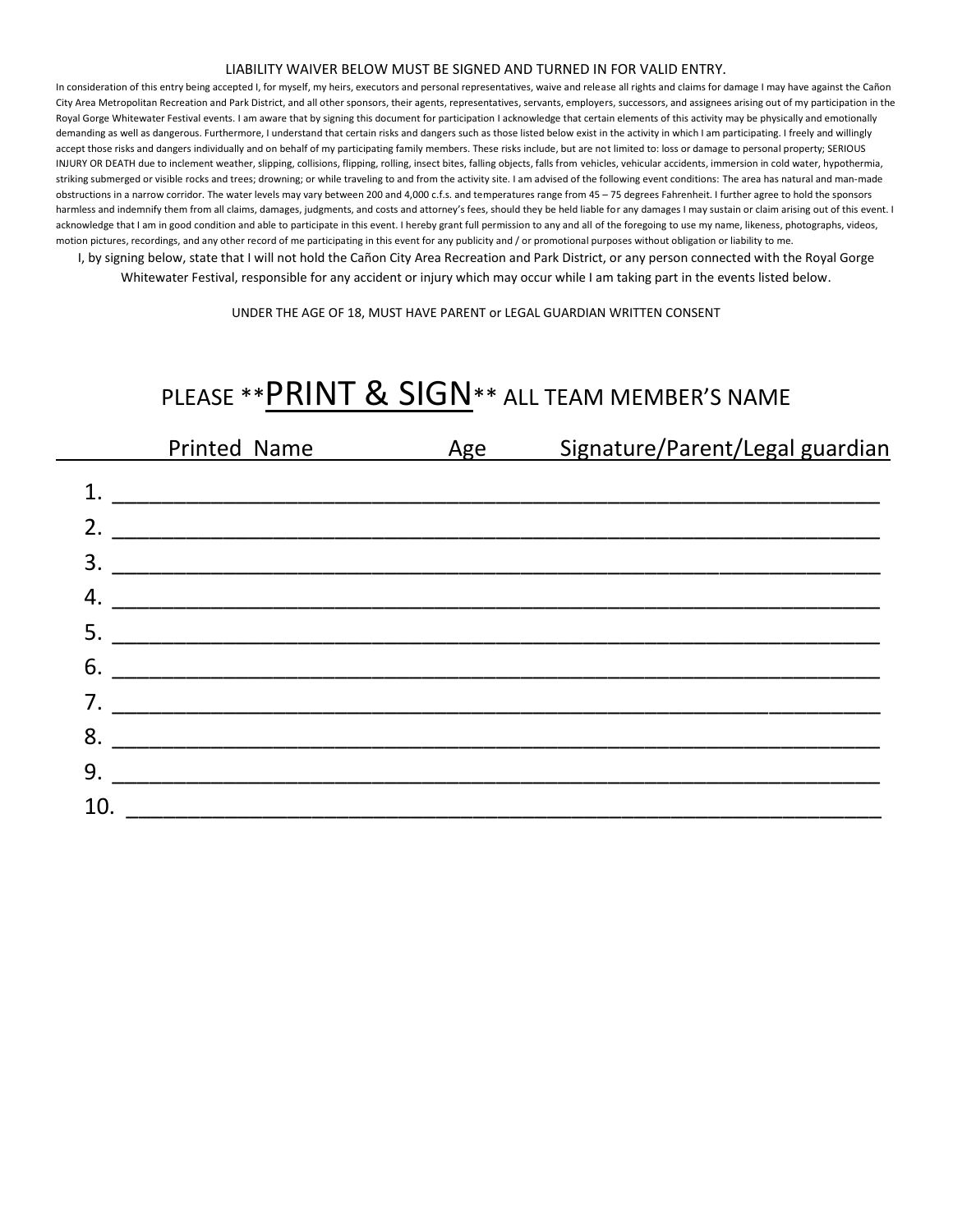LIABILITY WAIVER BELOW MUST BE SIGNED AND TURNED IN FOR VALID ENTRY.

In consideration of this entry being accepted I, for myself, my heirs, executors and personal representatives, waive and release all rights and claims for damage I may have against the Cañon City Area Metropolitan Recreation and Park District, and all other sponsors, their agents, representatives, servants, employers, successors, and assignees arising out of my participation in the Royal Gorge Whitewater Festival events. I am aware that by signing this document for participation I acknowledge that certain elements of this activity may be physically and emotionally demanding as well as dangerous. Furthermore, I understand that certain risks and dangers such as those listed below exist in the activity in which I am participating. I freely and willingly accept those risks and dangers individually and on behalf of my participating family members. These risks include, but are not limited to: loss or damage to personal property; SERIOUS INJURY OR DEATH due to inclement weather, slipping, collisions, flipping, rolling, insect bites, falling objects, falls from vehicles, vehicular accidents, immersion in cold water, hypothermia, striking submerged or visible rocks and trees; drowning; or while traveling to and from the activity site. I am advised of the following event conditions: The area has natural and man-made obstructions in a narrow corridor. The water levels may vary between 200 and 4,000 c.f.s. and temperatures range from 45 – 75 degrees Fahrenheit. I further agree to hold the sponsors harmless and indemnify them from all claims, damages, judgments, and costs and attorney's fees, should they be held liable for any damages I may sustain or claim arising out of this event. I acknowledge that I am in good condition and able to participate in this event. I hereby grant full permission to any and all of the foregoing to use my name, likeness, photographs, videos, motion pictures, recordings, and any other record of me participating in this event for any publicity and / or promotional purposes without obligation or liability to me.

I, by signing below, state that I will not hold the Cañon City Area Recreation and Park District, or any person connected with the Royal Gorge Whitewater Festival, responsible for any accident or injury which may occur while I am taking part in the events listed below.

UNDER THE AGE OF 18, MUST HAVE PARENT or LEGAL GUARDIAN WRITTEN CONSENT

## PLEASE **PRINT & SIGN** ALL TEAM MEMBER'S NAME

| | Printed Name | Age | Signature/Parent/Legal guardian |
|---|---|---|---|
| 1. | | | |
| 2. | | | |
| 3. | | | |
| 4. | | | |
| 5. | | | |
| 6. | | | |
| 7. | | | |
| 8. | | | |
| 9. | | | |
| 10. | | | |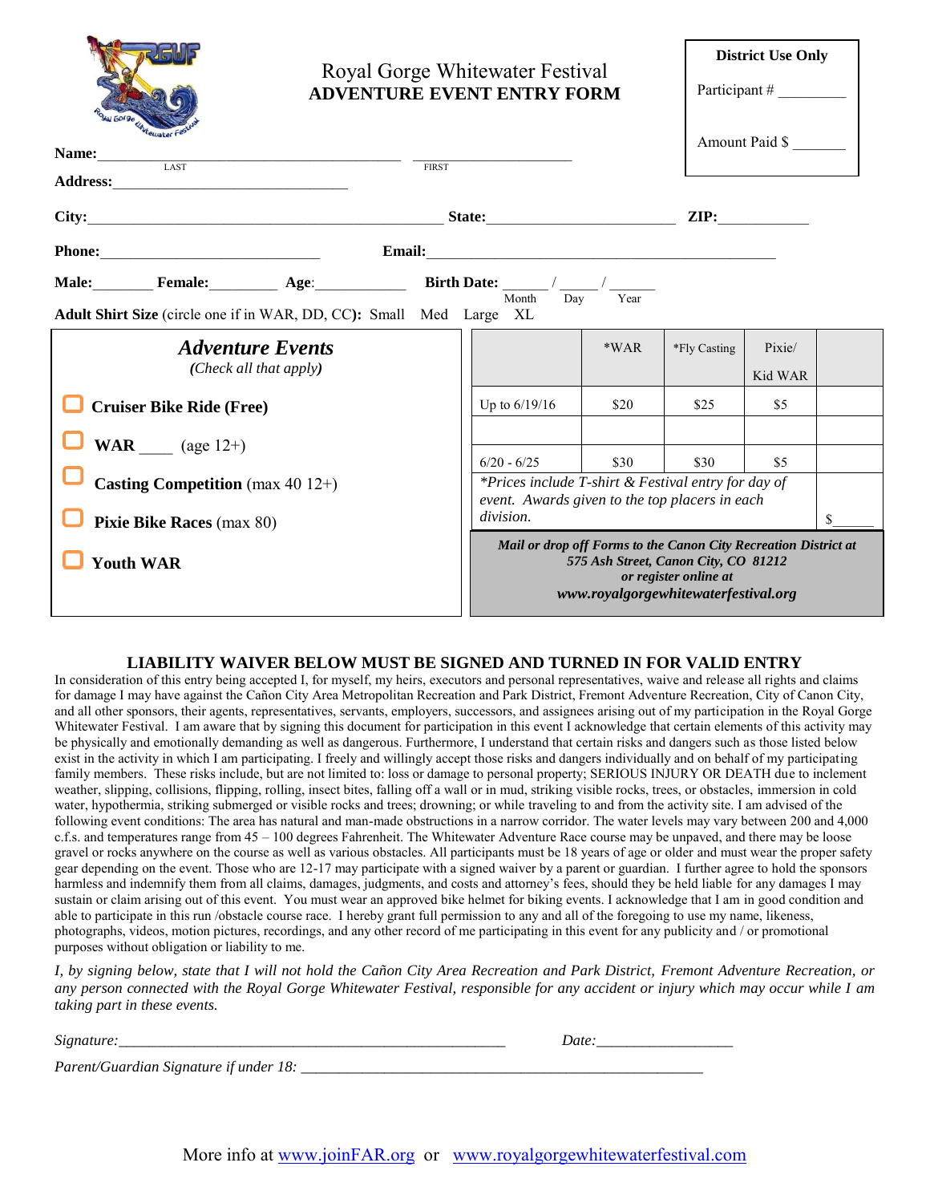# Royal Gorge Whitewater Festival
## ADVENTURE EVENT ENTRY FORM

**District Use Only**

Participant # ________

Amount Paid $ _______

**Name:**_________________________________ _____________________
LAST FIRST

**Address:**_____________________________

**City:**_____________________________________________ **State:**________________________ **ZIP:**___________

**Phone:**___________________________ **Email:**_____________________________________________

**Male:**_______ **Female:**________ **Age**:___________ **Birth Date:** _____ / _____ / ______
Month Day Year

**Adult Shirt Size** (circle one if in WAR, DD, CC)**:** Small Med Large XL

### *Adventure Events*
*(Check all that apply)*

- ☐ **Cruiser Bike Ride (Free)**
- ☐ **WAR** ____ (age 12+)
- ☐ **Casting Competition** (max 40 12+)
- ☐ **Pixie Bike Races** (max 80)
- ☐ **Youth WAR**

| | *WAR | *Fly Casting | Pixie/ Kid WAR | |
|---|---|---|---|---|
| Up to 6/19/16 | $20 | $25 | $5 | |
| | | | | |
| 6/20 - 6/25 | $30 | $30 | $5 | |
| *\*Prices include T-shirt & Festival entry for day of event. Awards given to the top placers in each division.* | | | | $_____ |

***Mail or drop off Forms to the Canon City Recreation District at 575 Ash Street, Canon City, CO 81212 or register online at www.royalgorgewhitewaterfestival.org***

### LIABILITY WAIVER BELOW MUST BE SIGNED AND TURNED IN FOR VALID ENTRY

In consideration of this entry being accepted I, for myself, my heirs, executors and personal representatives, waive and release all rights and claims for damage I may have against the Cañon City Area Metropolitan Recreation and Park District, Fremont Adventure Recreation, City of Canon City, and all other sponsors, their agents, representatives, servants, employers, successors, and assignees arising out of my participation in the Royal Gorge Whitewater Festival. I am aware that by signing this document for participation in this event I acknowledge that certain elements of this activity may be physically and emotionally demanding as well as dangerous. Furthermore, I understand that certain risks and dangers such as those listed below exist in the activity in which I am participating. I freely and willingly accept those risks and dangers individually and on behalf of my participating family members. These risks include, but are not limited to: loss or damage to personal property; SERIOUS INJURY OR DEATH due to inclement weather, slipping, collisions, flipping, rolling, insect bites, falling off a wall or in mud, striking visible rocks, trees, or obstacles, immersion in cold water, hypothermia, striking submerged or visible rocks and trees; drowning; or while traveling to and from the activity site. I am advised of the following event conditions: The area has natural and man-made obstructions in a narrow corridor. The water levels may vary between 200 and 4,000 c.f.s. and temperatures range from 45 – 100 degrees Fahrenheit. The Whitewater Adventure Race course may be unpaved, and there may be loose gravel or rocks anywhere on the course as well as various obstacles. All participants must be 18 years of age or older and must wear the proper safety gear depending on the event. Those who are 12-17 may participate with a signed waiver by a parent or guardian. I further agree to hold the sponsors harmless and indemnify them from all claims, damages, judgments, and costs and attorney's fees, should they be held liable for any damages I may sustain or claim arising out of this event. You must wear an approved bike helmet for biking events. I acknowledge that I am in good condition and able to participate in this run /obstacle course race. I hereby grant full permission to any and all of the foregoing to use my name, likeness, photographs, videos, motion pictures, recordings, and any other record of me participating in this event for any publicity and / or promotional purposes without obligation or liability to me.

*I, by signing below, state that I will not hold the Cañon City Area Recreation and Park District, Fremont Adventure Recreation, or any person connected with the Royal Gorge Whitewater Festival, responsible for any accident or injury which may occur while I am taking part in these events.*

*Signature:*_____________________________________________ *Date:*________________

*Parent/Guardian Signature if under 18:* _______________________________________________

More info at www.joinFAR.org or www.royalgorgewhitewaterfestival.com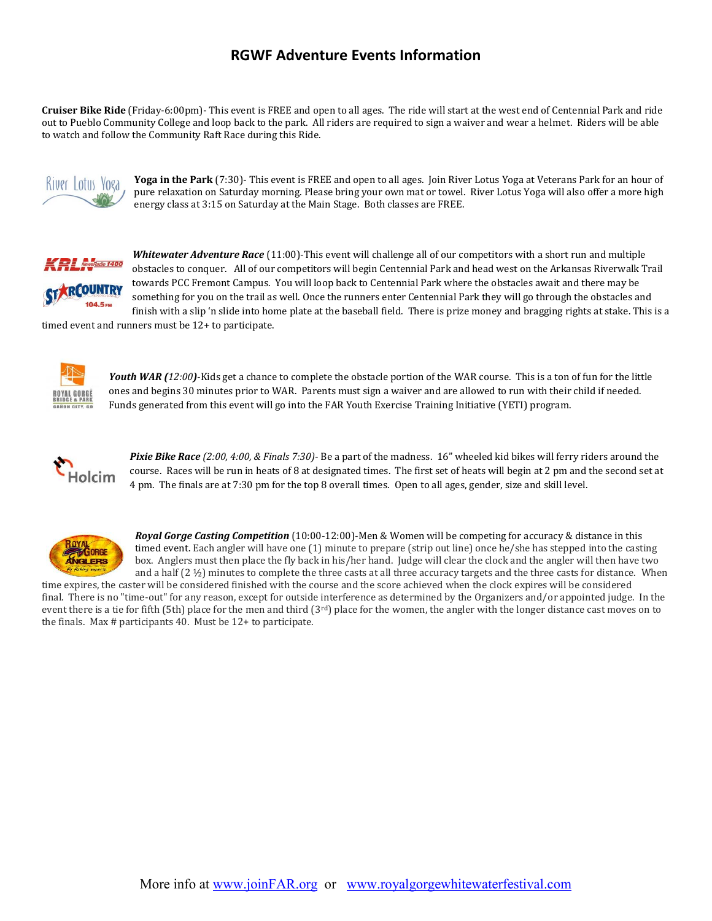# RGWF Adventure Events Information

**Cruiser Bike Ride** (Friday-6:00pm)- This event is FREE and open to all ages. The ride will start at the west end of Centennial Park and ride out to Pueblo Community College and loop back to the park. All riders are required to sign a waiver and wear a helmet. Riders will be able to watch and follow the Community Raft Race during this Ride.

**Yoga in the Park** (7:30)- This event is FREE and open to all ages. Join River Lotus Yoga at Veterans Park for an hour of pure relaxation on Saturday morning. Please bring your own mat or towel. River Lotus Yoga will also offer a more high energy class at 3:15 on Saturday at the Main Stage. Both classes are FREE.

***Whitewater Adventure Race*** (11:00)-This event will challenge all of our competitors with a short run and multiple obstacles to conquer. All of our competitors will begin Centennial Park and head west on the Arkansas Riverwalk Trail towards PCC Fremont Campus. You will loop back to Centennial Park where the obstacles await and there may be something for you on the trail as well. Once the runners enter Centennial Park they will go through the obstacles and finish with a slip 'n slide into home plate at the baseball field. There is prize money and bragging rights at stake. This is a timed event and runners must be 12+ to participate.

***Youth WAR (****12:00****)***-Kids get a chance to complete the obstacle portion of the WAR course. This is a ton of fun for the little ones and begins 30 minutes prior to WAR. Parents must sign a waiver and are allowed to run with their child if needed. Funds generated from this event will go into the FAR Youth Exercise Training Initiative (YETI) program.

***Pixie Bike Race*** *(2:00, 4:00, & Finals 7:30)*- Be a part of the madness. 16" wheeled kid bikes will ferry riders around the course. Races will be run in heats of 8 at designated times. The first set of heats will begin at 2 pm and the second set at 4 pm. The finals are at 7:30 pm for the top 8 overall times. Open to all ages, gender, size and skill level.

***Royal Gorge Casting Competition*** (10:00-12:00)-Men & Women will be competing for accuracy & distance in this timed event. Each angler will have one (1) minute to prepare (strip out line) once he/she has stepped into the casting box. Anglers must then place the fly back in his/her hand. Judge will clear the clock and the angler will then have two and a half (2 ½) minutes to complete the three casts at all three accuracy targets and the three casts for distance. When time expires, the caster will be considered finished with the course and the score achieved when the clock expires will be considered final. There is no "time-out" for any reason, except for outside interference as determined by the Organizers and/or appointed judge. In the event there is a tie for fifth (5th) place for the men and third (3rd) place for the women, the angler with the longer distance cast moves on to the finals. Max # participants 40. Must be 12+ to participate.

More info at www.joinFAR.org or www.royalgorgewhitewaterfestival.com